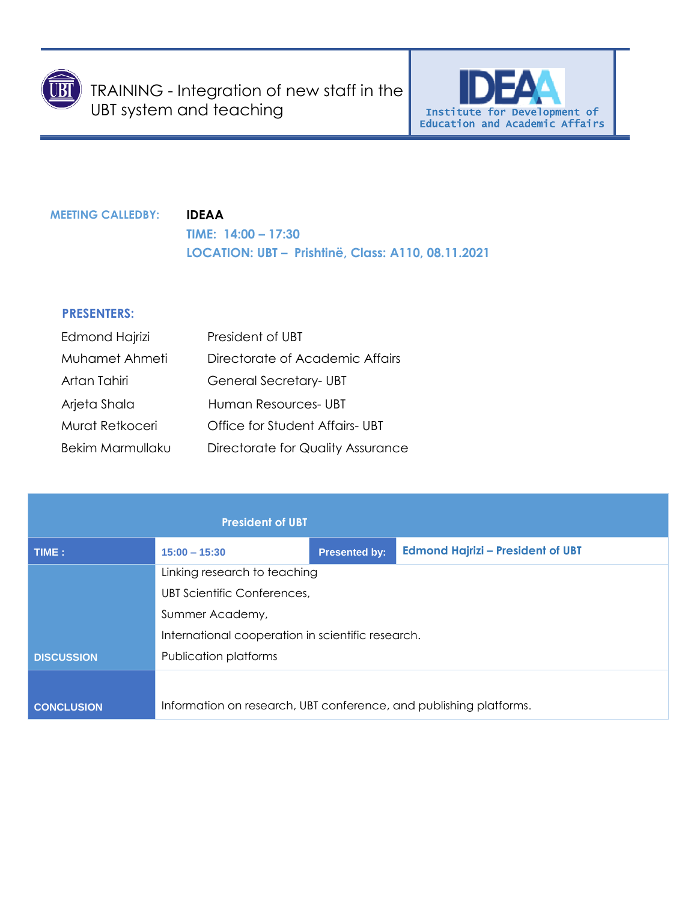# TRAINING - Integration of new staff in the UBT system and teaching

IDEAA
Institute for Development of Education and Academic Affairs

**MEETING CALLEDBY:** **IDEAA**

**TIME: 14:00 – 17:30**

**LOCATION: UBT – Prishtinë, Class: A110, 08.11.2021**

**PRESENTERS:**

| | |
|---|---|
| Edmond Hajrizi | President of UBT |
| Muhamet Ahmeti | Directorate of Academic Affairs |
| Artan Tahiri | General Secretary- UBT |
| Arjeta Shala | Human Resources- UBT |
| Murat Retkoceri | Office for Student Affairs- UBT |
| Bekim Marmullaku | Directorate for Quality Assurance |

| **President of UBT** | | | |
|---|---|---|---|
| **TIME :** | **15:00 – 15:30** | **Presented by:** | **Edmond Hajrizi – President of UBT** |
| **DISCUSSION** | Linking research to teaching<br>UBT Scientific Conferences,<br>Summer Academy,<br>International cooperation in scientific research.<br>Publication platforms | | |
| **CONCLUSION** | Information on research, UBT conference, and publishing platforms. | | |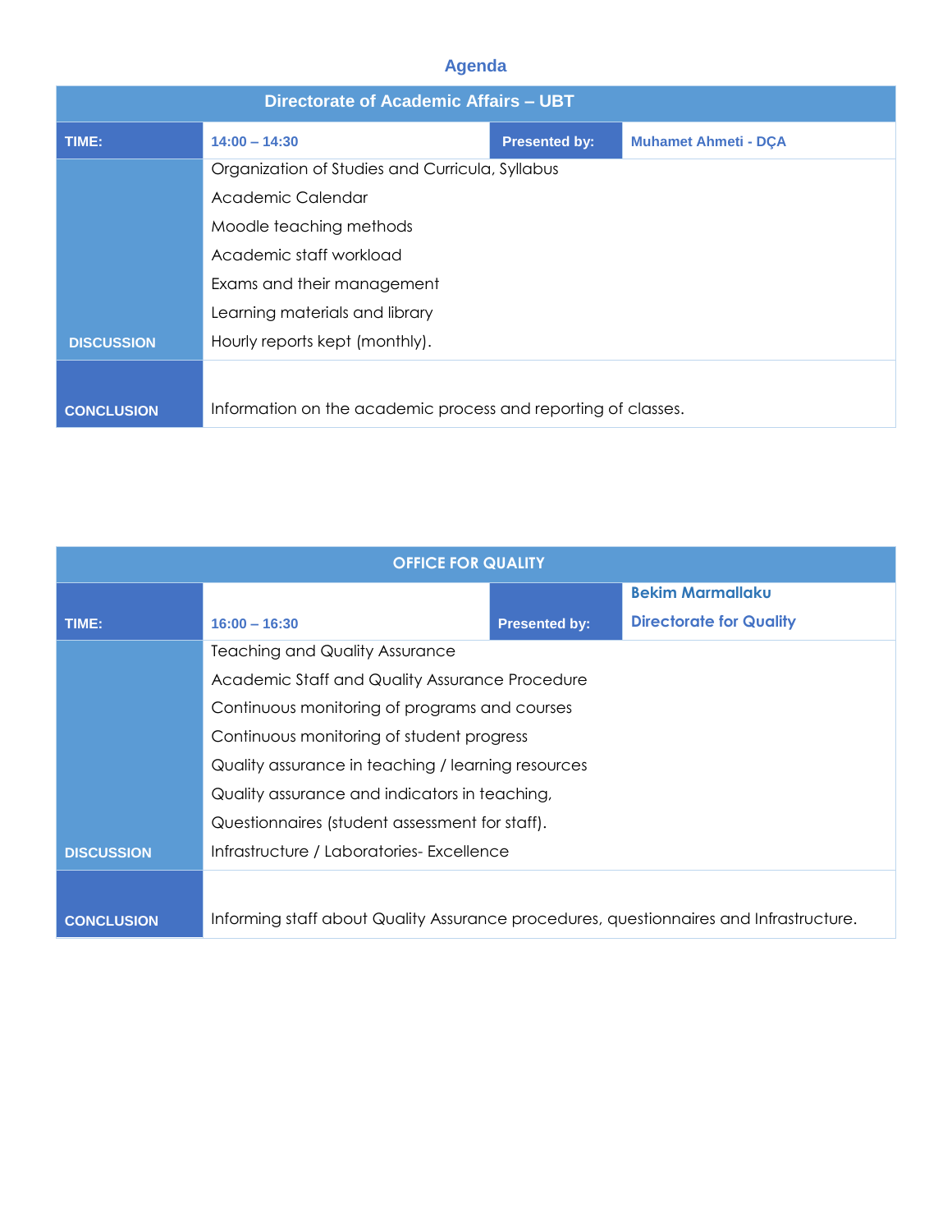## Agenda

| Directorate of Academic Affairs – UBT | | | |
|---|---|---|---|
| **TIME:** | **14:00 – 14:30** | **Presented by:** | **Muhamet Ahmeti - DÇA** |
| **DISCUSSION** | Organization of Studies and Curricula, Syllabus<br>Academic Calendar<br>Moodle teaching methods<br>Academic staff workload<br>Exams and their management<br>Learning materials and library<br>Hourly reports kept (monthly). | | |
| **CONCLUSION** | Information on the academic process and reporting of classes. | | |

| OFFICE FOR QUALITY | | | |
|---|---|---|---|
| **TIME:** | **16:00 – 16:30** | **Presented by:** | **Bekim Marmallaku**<br>**Directorate for Quality** |
| **DISCUSSION** | Teaching and Quality Assurance<br>Academic Staff and Quality Assurance Procedure<br>Continuous monitoring of programs and courses<br>Continuous monitoring of student progress<br>Quality assurance in teaching / learning resources<br>Quality assurance and indicators in teaching,<br>Questionnaires (student assessment for staff).<br>Infrastructure / Laboratories- Excellence | | |
| **CONCLUSION** | Informing staff about Quality Assurance procedures, questionnaires and Infrastructure. | | |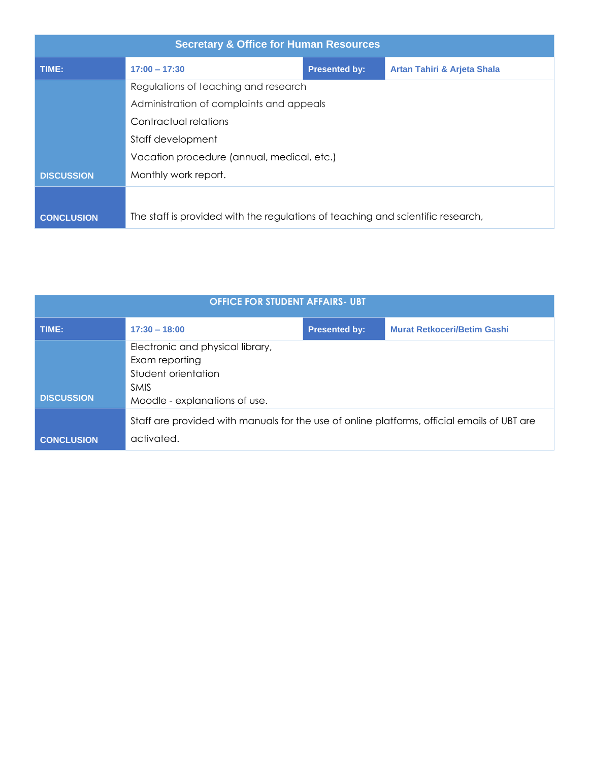| Secretary & Office for Human Resources | | | |
|---|---|---|---|
| TIME: | 17:00 – 17:30 | Presented by: | Artan Tahiri & Arjeta Shala |
| DISCUSSION | Regulations of teaching and research<br>Administration of complaints and appeals<br>Contractual relations<br>Staff development<br>Vacation procedure (annual, medical, etc.)<br>Monthly work report. | | |
| CONCLUSION | The staff is provided with the regulations of teaching and scientific research, | | |

| OFFICE FOR STUDENT AFFAIRS- UBT | | | |
|---|---|---|---|
| TIME: | 17:30 – 18:00 | Presented by: | Murat Retkoceri/Betim Gashi |
| DISCUSSION | Electronic and physical library,<br>Exam reporting<br>Student orientation<br>SMIS<br>Moodle - explanations of use. | | |
| CONCLUSION | Staff are provided with manuals for the use of online platforms, official emails of UBT are activated. | | |